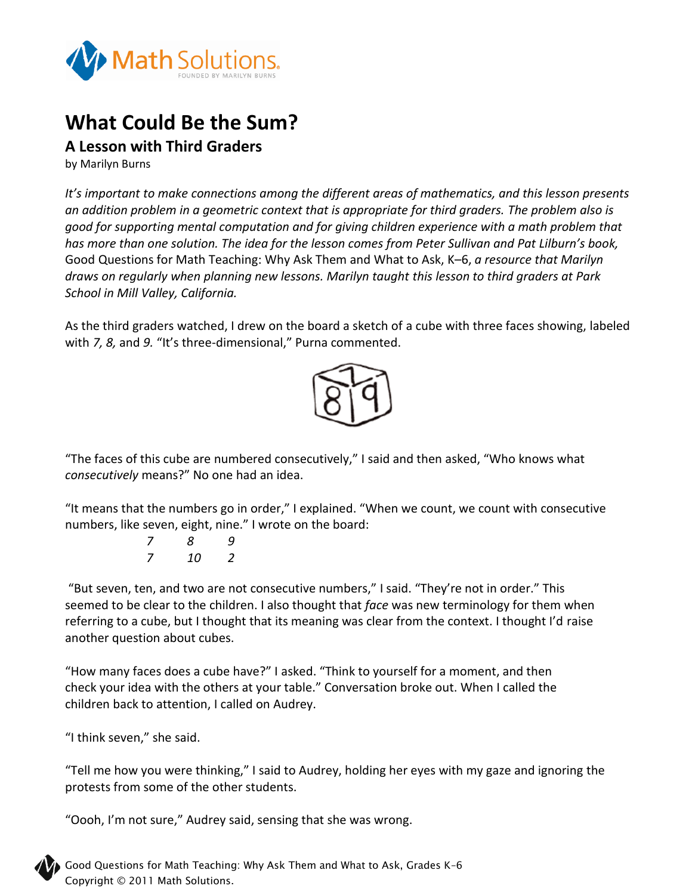# What Could Be the Sum?

## A Lesson with Third Graders

by Marilyn Burns

*It's important to make connections among the different areas of mathematics, and this lesson presents an addition problem in a geometric context that is appropriate for third graders. The problem also is good for supporting mental computation and for giving children experience with a math problem that has more than one solution. The idea for the lesson comes from Peter Sullivan and Pat Lilburn's book,* Good Questions for Math Teaching: Why Ask Them and What to Ask, K–6, *a resource that Marilyn draws on regularly when planning new lessons. Marilyn taught this lesson to third graders at Park School in Mill Valley, California.*

As the third graders watched, I drew on the board a sketch of a cube with three faces showing, labeled with *7, 8,* and *9.* "It's three-dimensional," Purna commented.

"The faces of this cube are numbered consecutively," I said and then asked, "Who knows what *consecutively* means?" No one had an idea.

"It means that the numbers go in order," I explained. "When we count, we count with consecutive numbers, like seven, eight, nine." I wrote on the board:

*7 8 9*
*7 10 2*

"But seven, ten, and two are not consecutive numbers," I said. "They're not in order." This seemed to be clear to the children. I also thought that *face* was new terminology for them when referring to a cube, but I thought that its meaning was clear from the context. I thought I'd raise another question about cubes.

"How many faces does a cube have?" I asked. "Think to yourself for a moment, and then check your idea with the others at your table." Conversation broke out. When I called the children back to attention, I called on Audrey.

"I think seven," she said.

"Tell me how you were thinking," I said to Audrey, holding her eyes with my gaze and ignoring the protests from some of the other students.

"Oooh, I'm not sure," Audrey said, sensing that she was wrong.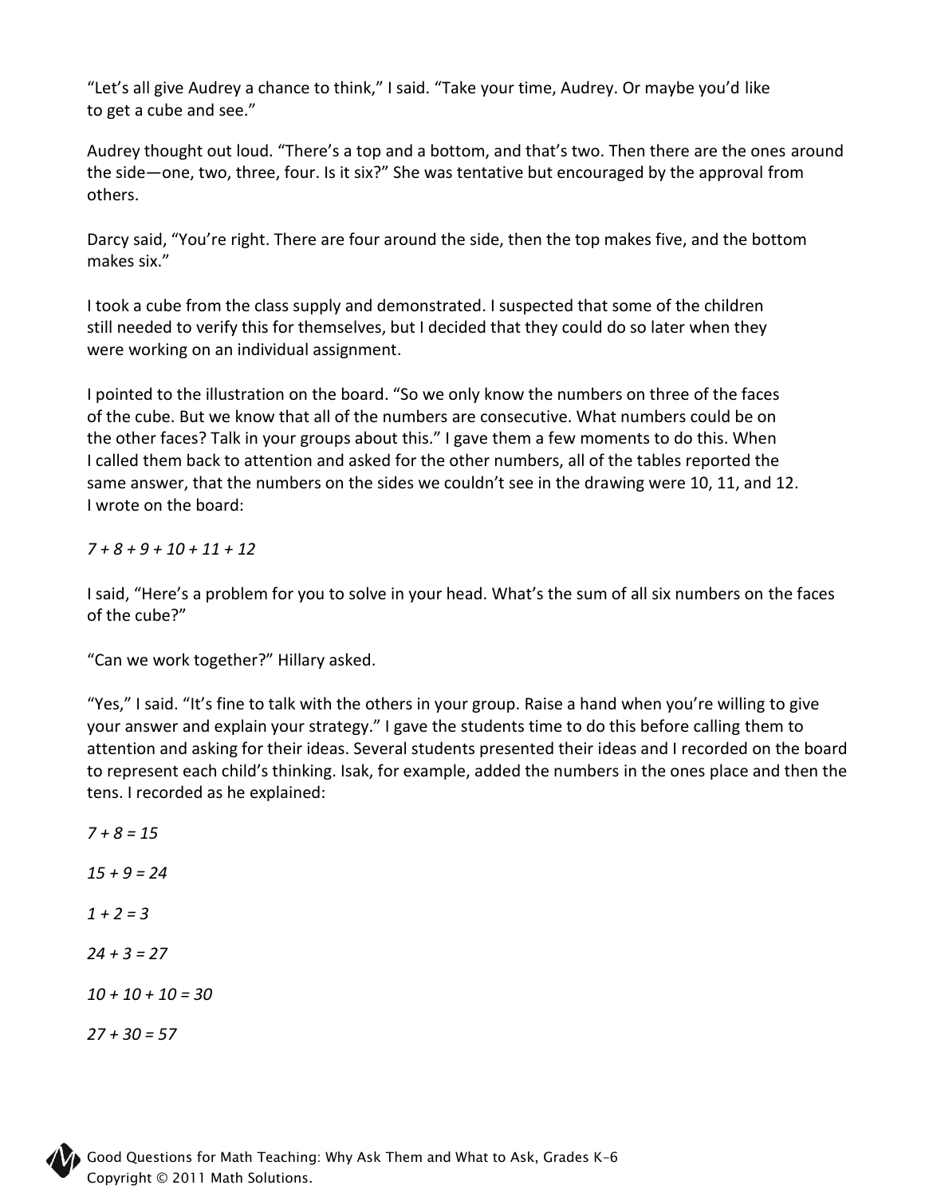"Let's all give Audrey a chance to think," I said. "Take your time, Audrey. Or maybe you'd like to get a cube and see."

Audrey thought out loud. "There's a top and a bottom, and that's two. Then there are the ones around the side—one, two, three, four. Is it six?" She was tentative but encouraged by the approval from others.

Darcy said, "You're right. There are four around the side, then the top makes five, and the bottom makes six."

I took a cube from the class supply and demonstrated. I suspected that some of the children still needed to verify this for themselves, but I decided that they could do so later when they were working on an individual assignment.

I pointed to the illustration on the board. "So we only know the numbers on three of the faces of the cube. But we know that all of the numbers are consecutive. What numbers could be on the other faces? Talk in your groups about this." I gave them a few moments to do this. When I called them back to attention and asked for the other numbers, all of the tables reported the same answer, that the numbers on the sides we couldn't see in the drawing were 10, 11, and 12. I wrote on the board:

*7 + 8 + 9 + 10 + 11 + 12*

I said, "Here's a problem for you to solve in your head. What's the sum of all six numbers on the faces of the cube?"

"Can we work together?" Hillary asked.

"Yes," I said. "It's fine to talk with the others in your group. Raise a hand when you're willing to give your answer and explain your strategy." I gave the students time to do this before calling them to attention and asking for their ideas. Several students presented their ideas and I recorded on the board to represent each child's thinking. Isak, for example, added the numbers in the ones place and then the tens. I recorded as he explained:

*7 + 8 = 15*

*15 + 9 = 24*

*1 + 2 = 3*

*24 + 3 = 27*

*10 + 10 + 10 = 30*

*27 + 30 = 57*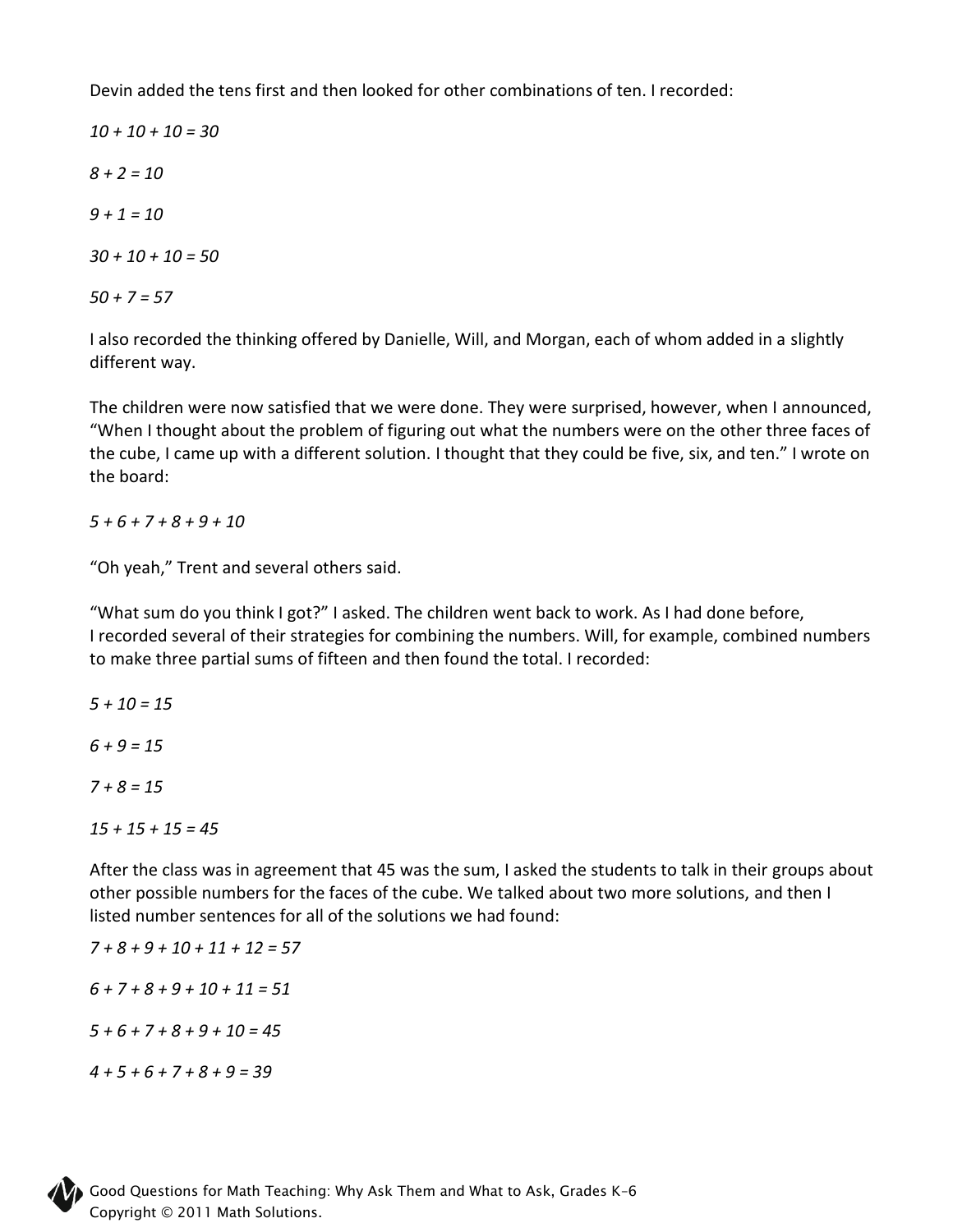Devin added the tens first and then looked for other combinations of ten. I recorded:

*$10 + 10 + 10 = 30$*

*$8 + 2 = 10$*

*$9 + 1 = 10$*

*$30 + 10 + 10 = 50$*

*$50 + 7 = 57$*

I also recorded the thinking offered by Danielle, Will, and Morgan, each of whom added in a slightly different way.

The children were now satisfied that we were done. They were surprised, however, when I announced, "When I thought about the problem of figuring out what the numbers were on the other three faces of the cube, I came up with a different solution. I thought that they could be five, six, and ten." I wrote on the board:

*$5 + 6 + 7 + 8 + 9 + 10$*

"Oh yeah," Trent and several others said.

"What sum do you think I got?" I asked. The children went back to work. As I had done before, I recorded several of their strategies for combining the numbers. Will, for example, combined numbers to make three partial sums of fifteen and then found the total. I recorded:

*$5 + 10 = 15$*

*$6 + 9 = 15$*

*$7 + 8 = 15$*

*$15 + 15 + 15 = 45$*

After the class was in agreement that 45 was the sum, I asked the students to talk in their groups about other possible numbers for the faces of the cube. We talked about two more solutions, and then I listed number sentences for all of the solutions we had found:

*$7 + 8 + 9 + 10 + 11 + 12 = 57$*

*$6 + 7 + 8 + 9 + 10 + 11 = 51$*

*$5 + 6 + 7 + 8 + 9 + 10 = 45$*

*$4 + 5 + 6 + 7 + 8 + 9 = 39$*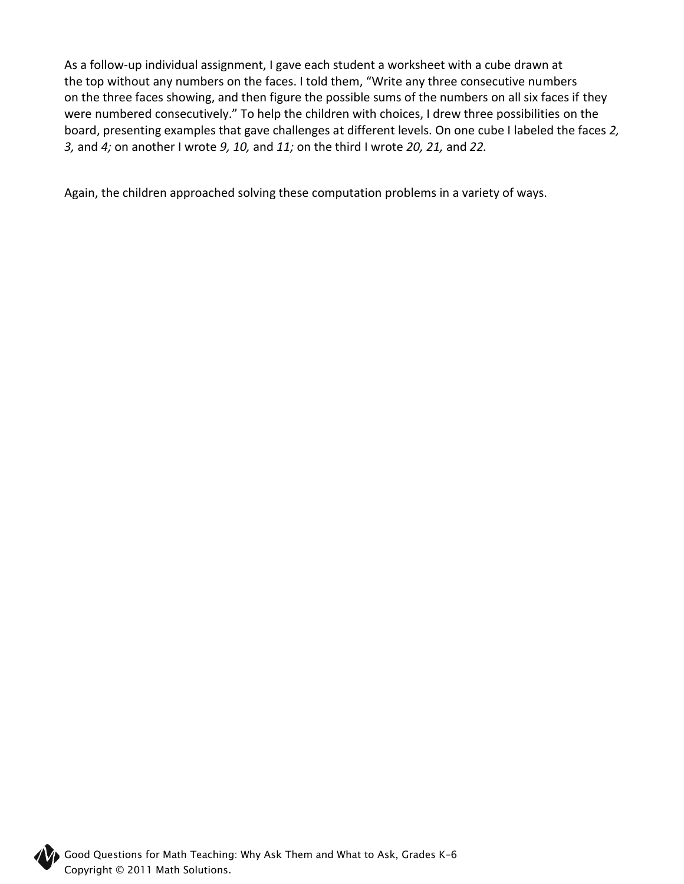As a follow-up individual assignment, I gave each student a worksheet with a cube drawn at the top without any numbers on the faces. I told them, "Write any three consecutive numbers on the three faces showing, and then figure the possible sums of the numbers on all six faces if they were numbered consecutively." To help the children with choices, I drew three possibilities on the board, presenting examples that gave challenges at different levels. On one cube I labeled the faces *2, 3,* and *4;* on another I wrote *9, 10,* and *11;* on the third I wrote *20, 21,* and *22.*

Again, the children approached solving these computation problems in a variety of ways.